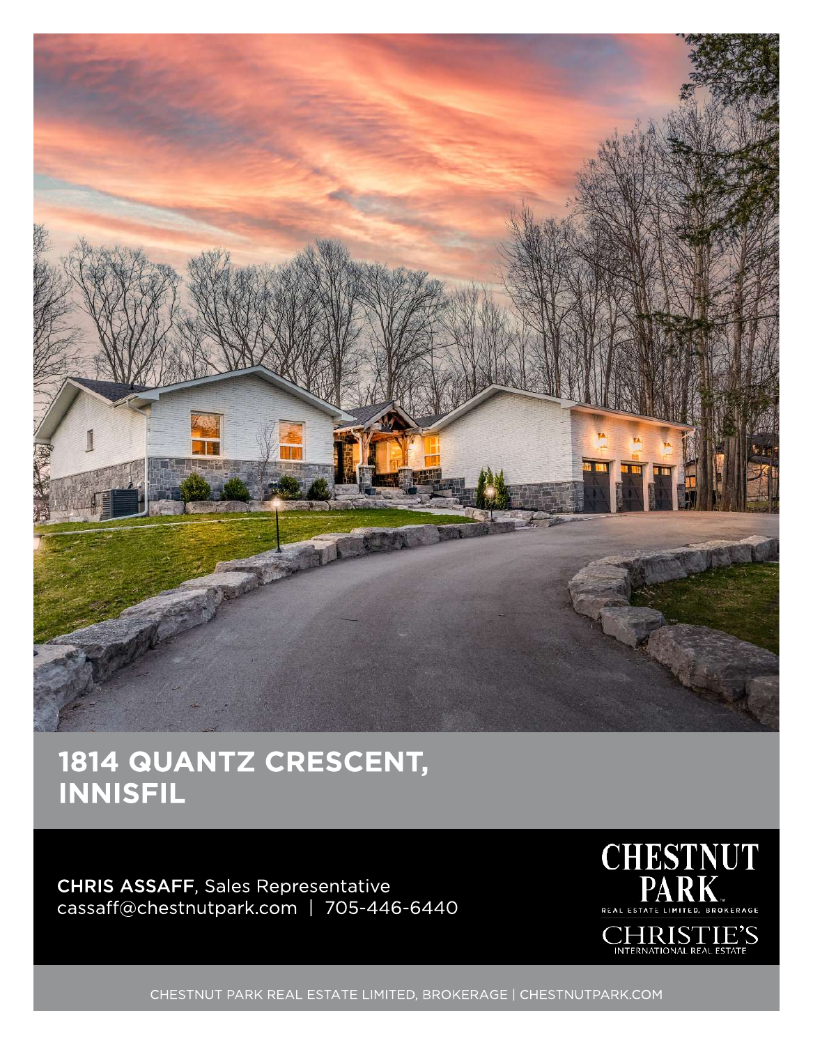# 1814 QUANTZ CRESCENT, INNISFIL

**CHRIS ASSAFF**, Sales Representative
cassaff@chestnutpark.com | 705-446-6440

CHESTNUT PARK
REAL ESTATE LIMITED, BROKERAGE

CHRISTIE'S
INTERNATIONAL REAL ESTATE

CHESTNUT PARK REAL ESTATE LIMITED, BROKERAGE | CHESTNUTPARK.COM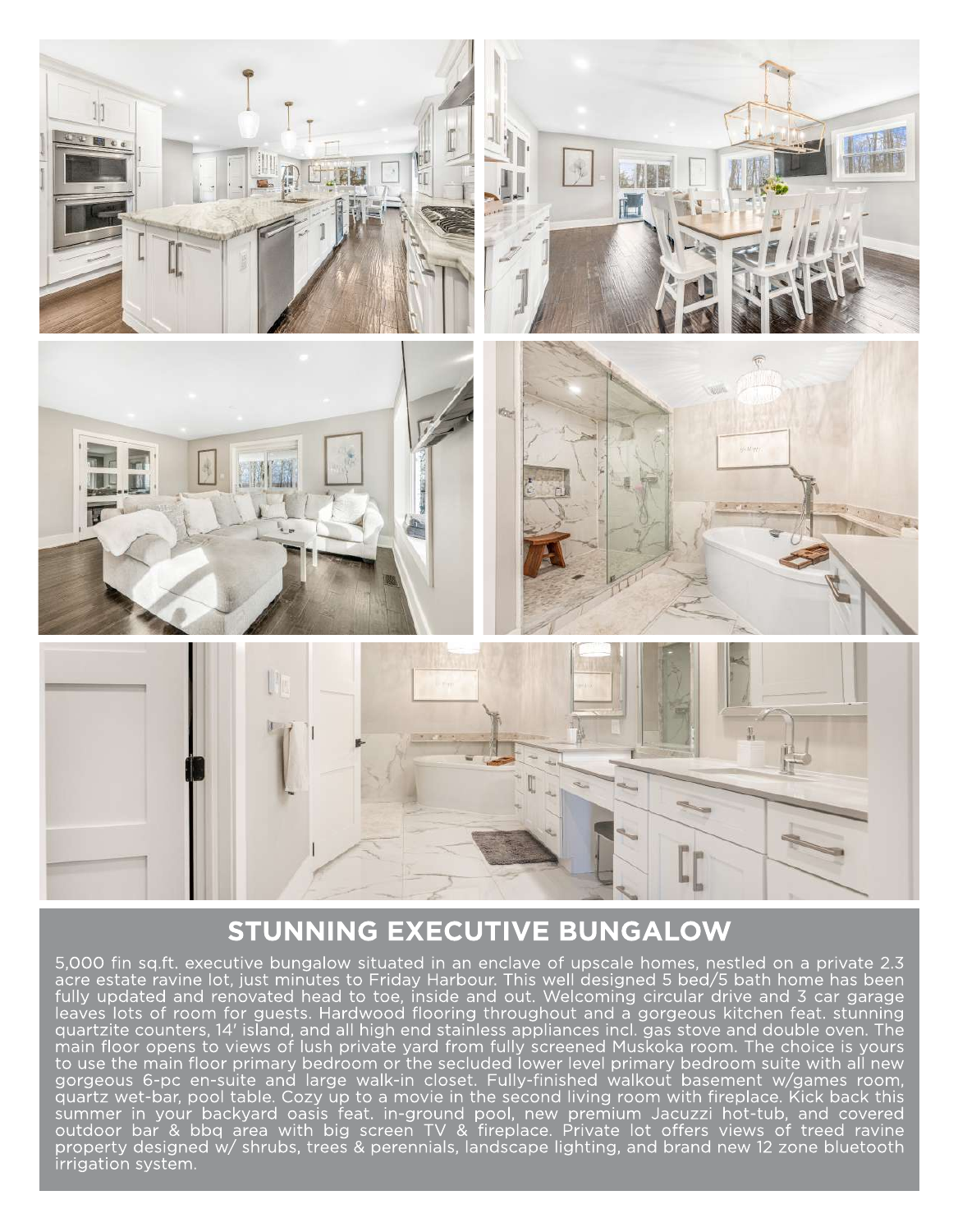## STUNNING EXECUTIVE BUNGALOW

5,000 fin sq.ft. executive bungalow situated in an enclave of upscale homes, nestled on a private 2.3 acre estate ravine lot, just minutes to Friday Harbour. This well designed 5 bed/5 bath home has been fully updated and renovated head to toe, inside and out. Welcoming circular drive and 3 car garage leaves lots of room for guests. Hardwood flooring throughout and a gorgeous kitchen feat. stunning quartzite counters, 14' island, and all high end stainless appliances incl. gas stove and double oven. The main floor opens to views of lush private yard from fully screened Muskoka room. The choice is yours to use the main floor primary bedroom or the secluded lower level primary bedroom suite with all new gorgeous 6-pc en-suite and large walk-in closet. Fully-finished walkout basement w/games room, quartz wet-bar, pool table. Cozy up to a movie in the second living room with fireplace. Kick back this summer in your backyard oasis feat. in-ground pool, new premium Jacuzzi hot-tub, and covered outdoor bar & bbq area with big screen TV & fireplace. Private lot offers views of treed ravine property designed w/ shrubs, trees & perennials, landscape lighting, and brand new 12 zone bluetooth irrigation system.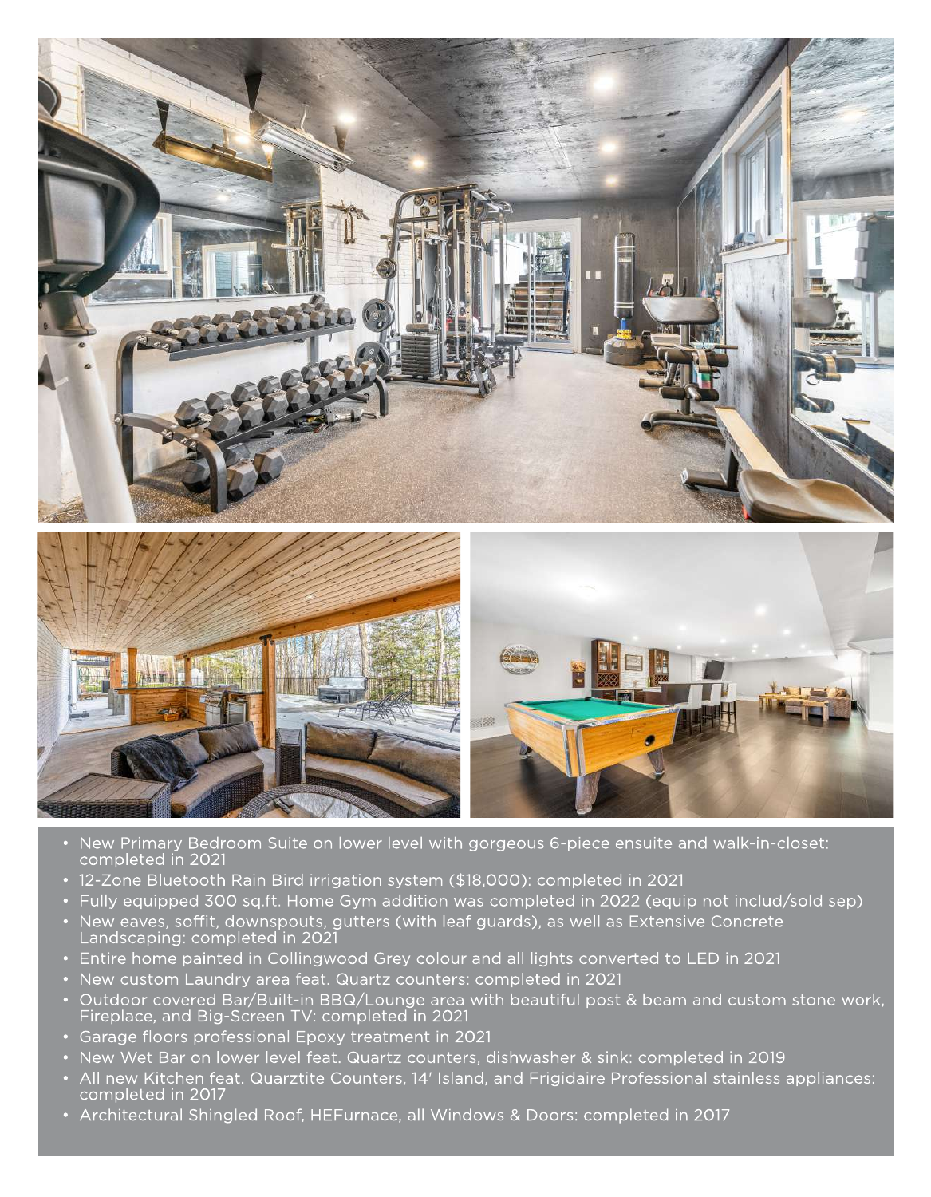- New Primary Bedroom Suite on lower level with gorgeous 6-piece ensuite and walk-in-closet: completed in 2021
- 12-Zone Bluetooth Rain Bird irrigation system ($18,000): completed in 2021
- Fully equipped 300 sq.ft. Home Gym addition was completed in 2022 (equip not includ/sold sep)
- New eaves, soffit, downspouts, gutters (with leaf guards), as well as Extensive Concrete Landscaping: completed in 2021
- Entire home painted in Collingwood Grey colour and all lights converted to LED in 2021
- New custom Laundry area feat. Quartz counters: completed in 2021
- Outdoor covered Bar/Built-in BBQ/Lounge area with beautiful post & beam and custom stone work, Fireplace, and Big-Screen TV: completed in 2021
- Garage floors professional Epoxy treatment in 2021
- New Wet Bar on lower level feat. Quartz counters, dishwasher & sink: completed in 2019
- All new Kitchen feat. Quarztite Counters, 14' Island, and Frigidaire Professional stainless appliances: completed in 2017
- Architectural Shingled Roof, HEFurnace, all Windows & Doors: completed in 2017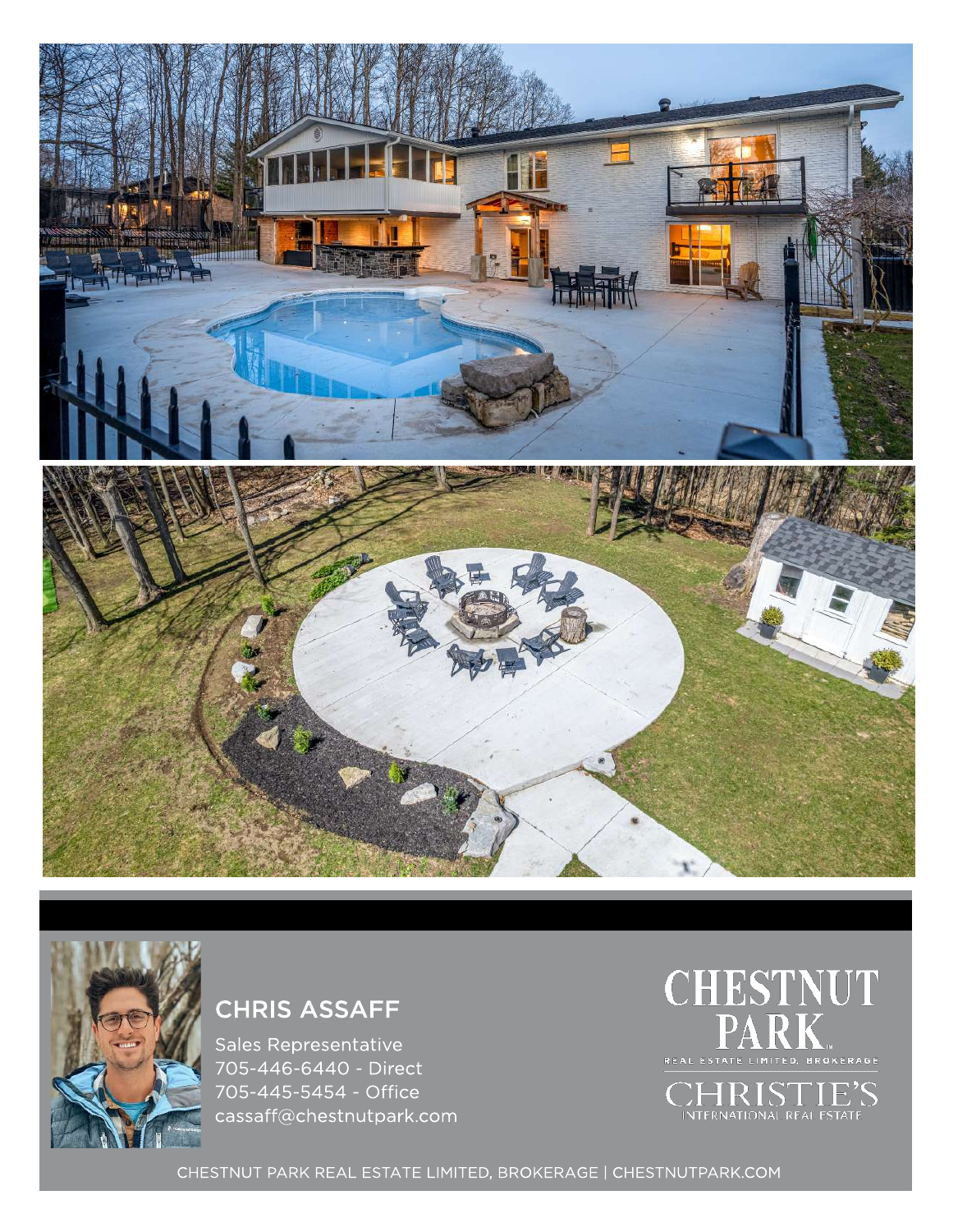## CHRIS ASSAFF

Sales Representative
705-446-6440 - Direct
705-445-5454 - Office
cassaff@chestnutpark.com

CHESTNUT PARK
REAL ESTATE LIMITED, BROKERAGE

CHRISTIE'S
INTERNATIONAL REAL ESTATE

CHESTNUT PARK REAL ESTATE LIMITED, BROKERAGE | CHESTNUTPARK.COM